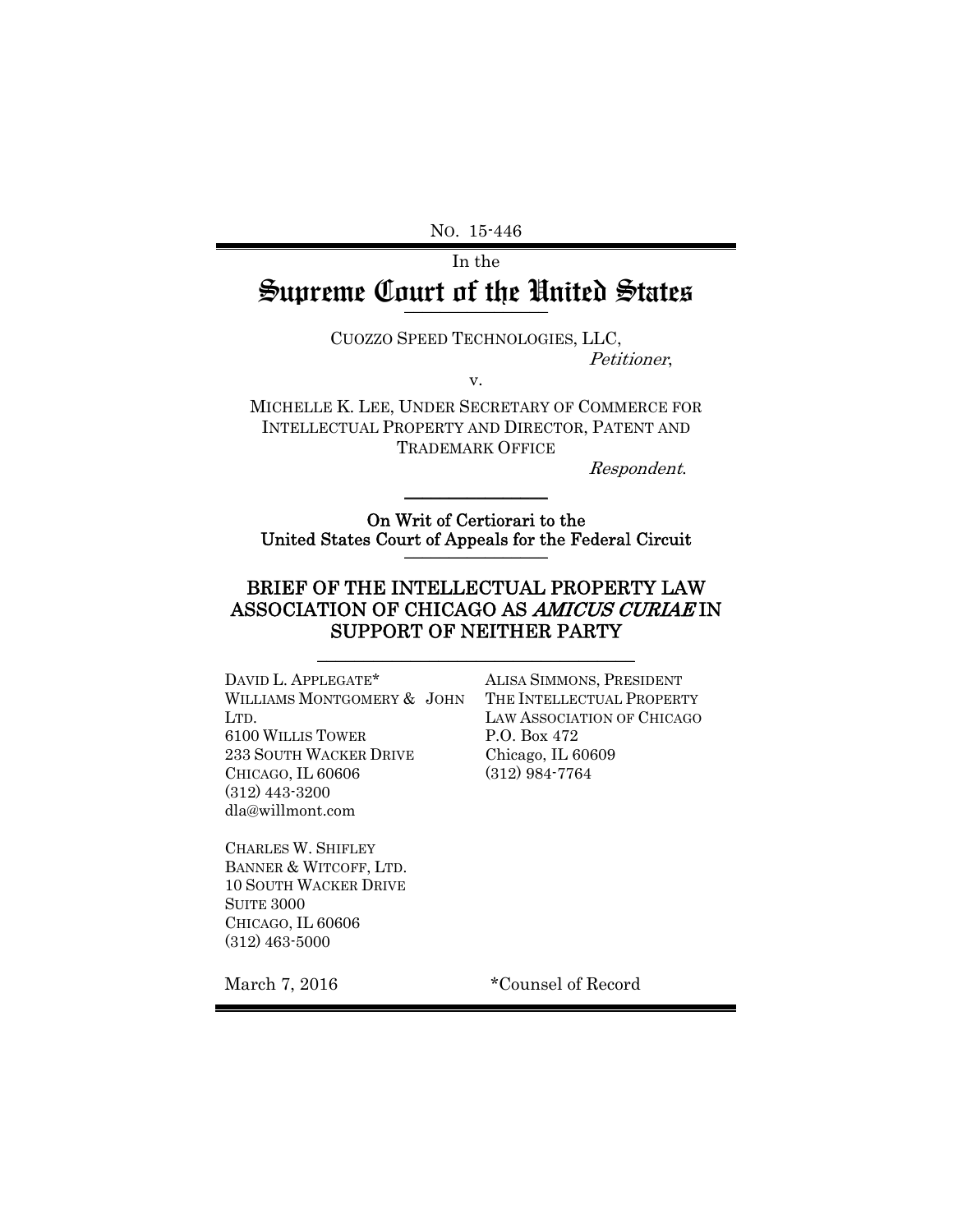NO. 15-446

In the

# Supreme Court of the United States

CUOZZO SPEED TECHNOLOGIES, LLC,
*Petitioner*,

v.

MICHELLE K. LEE, UNDER SECRETARY OF COMMERCE FOR INTELLECTUAL PROPERTY AND DIRECTOR, PATENT AND TRADEMARK OFFICE
*Respondent*.

**On Writ of Certiorari to the United States Court of Appeals for the Federal Circuit**

## BRIEF OF THE INTELLECTUAL PROPERTY LAW ASSOCIATION OF CHICAGO AS *AMICUS CURIAE* IN SUPPORT OF NEITHER PARTY

DAVID L. APPLEGATE*
WILLIAMS MONTGOMERY & JOHN LTD.
6100 WILLIS TOWER
233 SOUTH WACKER DRIVE
CHICAGO, IL 60606
(312) 443-3200
dla@willmont.com

CHARLES W. SHIFLEY
BANNER & WITCOFF, LTD.
10 SOUTH WACKER DRIVE
SUITE 3000
CHICAGO, IL 60606
(312) 463-5000

ALISA SIMMONS, PRESIDENT
THE INTELLECTUAL PROPERTY LAW ASSOCIATION OF CHICAGO
P.O. Box 472
Chicago, IL 60609
(312) 984-7764

March 7, 2016

*Counsel of Record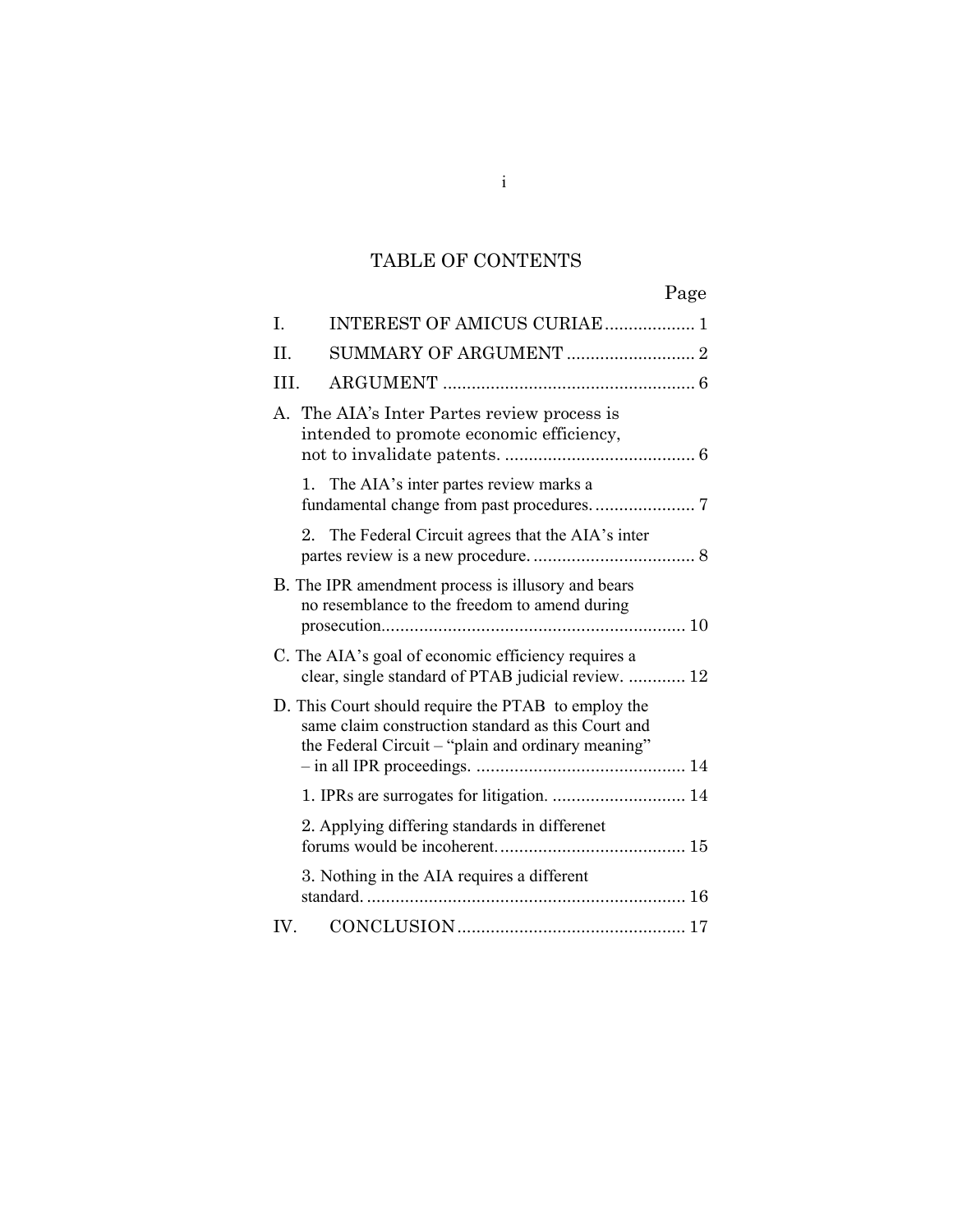# TABLE OF CONTENTS

| | Page |
|---|---|
| I. INTEREST OF AMICUS CURIAE | 1 |
| II. SUMMARY OF ARGUMENT | 2 |
| III. ARGUMENT | 6 |
| A. The AIA's Inter Partes review process is intended to promote economic efficiency, not to invalidate patents. | 6 |
| 1. The AIA's inter partes review marks a fundamental change from past procedures. | 7 |
| 2. The Federal Circuit agrees that the AIA's inter partes review is a new procedure. | 8 |
| B. The IPR amendment process is illusory and bears no resemblance to the freedom to amend during prosecution. | 10 |
| C. The AIA's goal of economic efficiency requires a clear, single standard of PTAB judicial review. | 12 |
| D. This Court should require the PTAB to employ the same claim construction standard as this Court and the Federal Circuit – "plain and ordinary meaning" – in all IPR proceedings. | 14 |
| 1. IPRs are surrogates for litigation. | 14 |
| 2. Applying differing standards in differenet forums would be incoherent. | 15 |
| 3. Nothing in the AIA requires a different standard. | 16 |
| IV. CONCLUSION | 17 |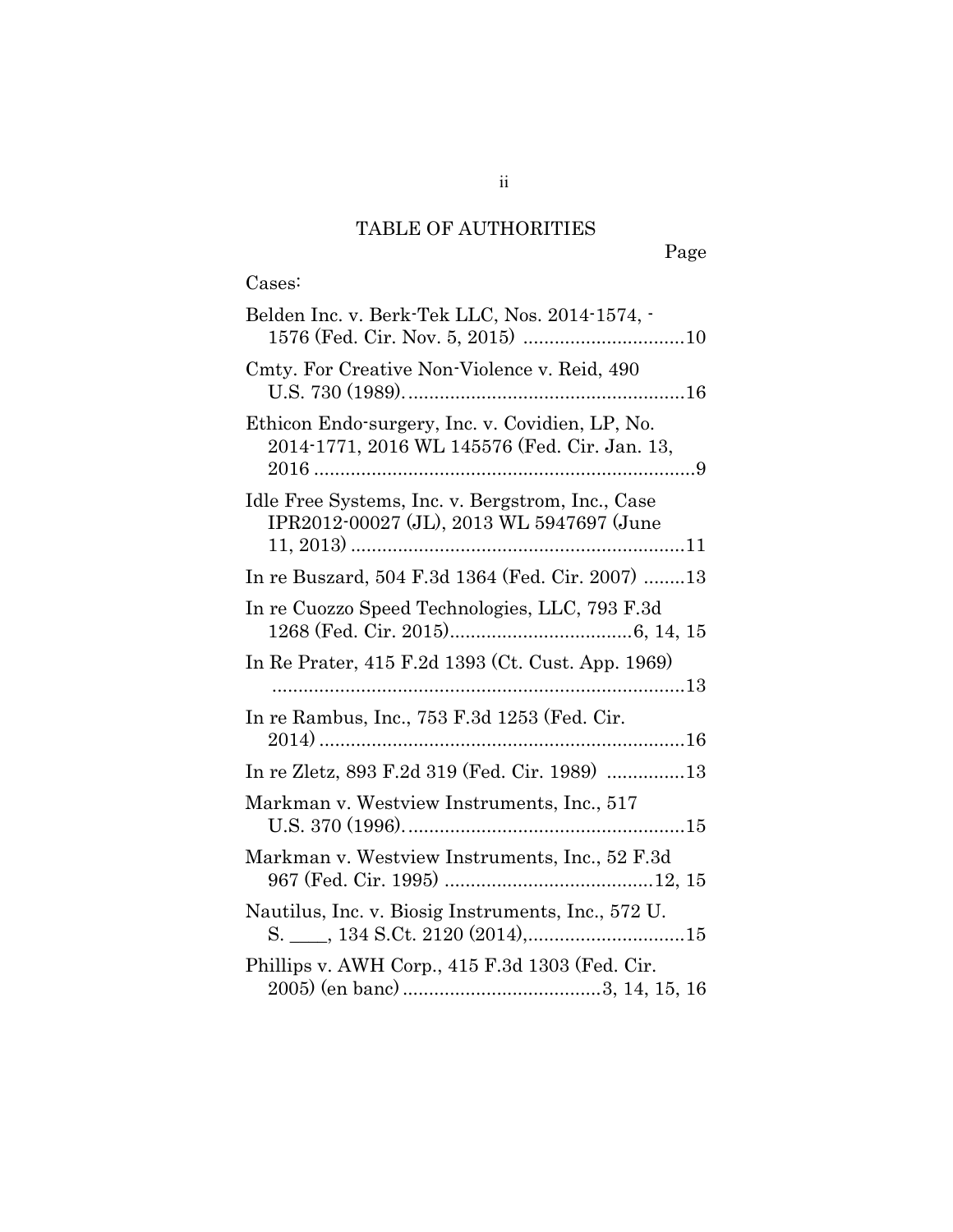# TABLE OF AUTHORITIES

Page

Cases:

Belden Inc. v. Berk-Tek LLC, Nos. 2014-1574, -1576 (Fed. Cir. Nov. 5, 2015) ..............................10

Cmty. For Creative Non-Violence v. Reid, 490 U.S. 730 (1989). ....................................................16

Ethicon Endo-surgery, Inc. v. Covidien, LP, No. 2014-1771, 2016 WL 145576 (Fed. Cir. Jan. 13, 2016 ........................................................................9

Idle Free Systems, Inc. v. Bergstrom, Inc., Case IPR2012-00027 (JL), 2013 WL 5947697 (June 11, 2013) ...............................................................11

In re Buszard, 504 F.3d 1364 (Fed. Cir. 2007) ........13

In re Cuozzo Speed Technologies, LLC, 793 F.3d 1268 (Fed. Cir. 2015)..................................6, 14, 15

In Re Prater, 415 F.2d 1393 (Ct. Cust. App. 1969) ...............................................................................13

In re Rambus, Inc., 753 F.3d 1253 (Fed. Cir. 2014) .....................................................................16

In re Zletz, 893 F.2d 319 (Fed. Cir. 1989) ...............13

Markman v. Westview Instruments, Inc., 517 U.S. 370 (1996). ....................................................15

Markman v. Westview Instruments, Inc., 52 F.3d 967 (Fed. Cir. 1995) .......................................12, 15

Nautilus, Inc. v. Biosig Instruments, Inc., 572 U. S. ____, 134 S.Ct. 2120 (2014),..............................15

Phillips v. AWH Corp., 415 F.3d 1303 (Fed. Cir. 2005) (en banc) .....................................3, 14, 15, 16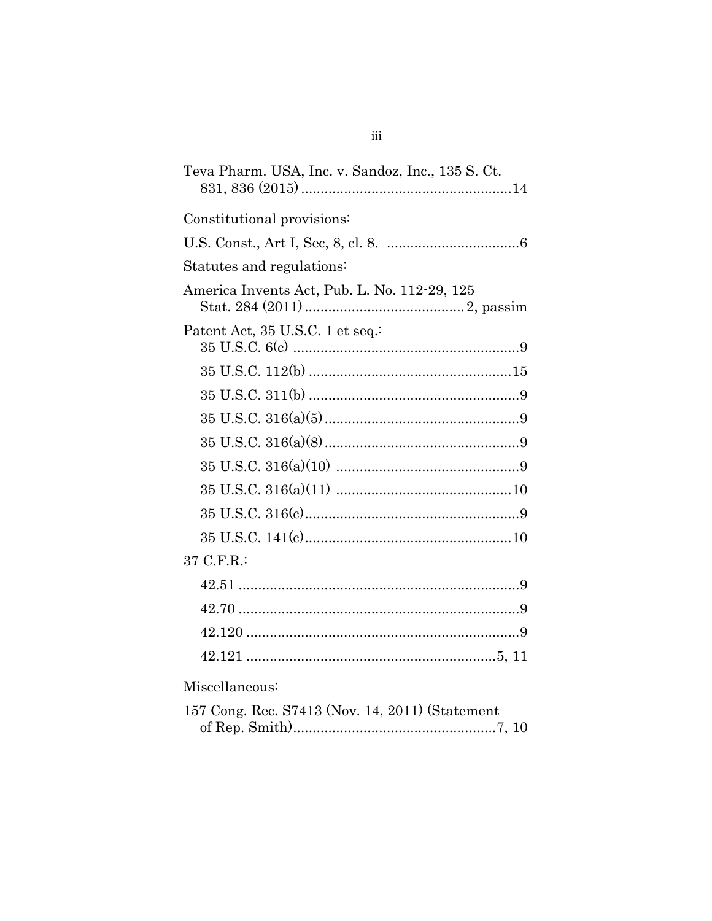Teva Pharm. USA, Inc. v. Sandoz, Inc., 135 S. Ct. 831, 836 (2015) ....................................................14

Constitutional provisions:

U.S. Const., Art I, Sec, 8, cl. 8. ................................6

Statutes and regulations:

America Invents Act, Pub. L. No. 112-29, 125 Stat. 284 (2011) ........................................ 2, passim

Patent Act, 35 U.S.C. 1 et seq.:

- 35 U.S.C. 6(c) .........................................................9
- 35 U.S.C. 112(b) ...................................................15
- 35 U.S.C. 311(b) .....................................................9
- 35 U.S.C. 316(a)(5) .................................................9
- 35 U.S.C. 316(a)(8) .................................................9
- 35 U.S.C. 316(a)(10) ..............................................9
- 35 U.S.C. 316(a)(11) ............................................10
- 35 U.S.C. 316(c).......................................................9
- 35 U.S.C. 141(c).....................................................10

37 C.F.R.:

- 42.51 .......................................................................9
- 42.70 .......................................................................9
- 42.120 .....................................................................9
- 42.121 ...............................................................5, 11

Miscellaneous:

157 Cong. Rec. S7413 (Nov. 14, 2011) (Statement of Rep. Smith)....................................................7, 10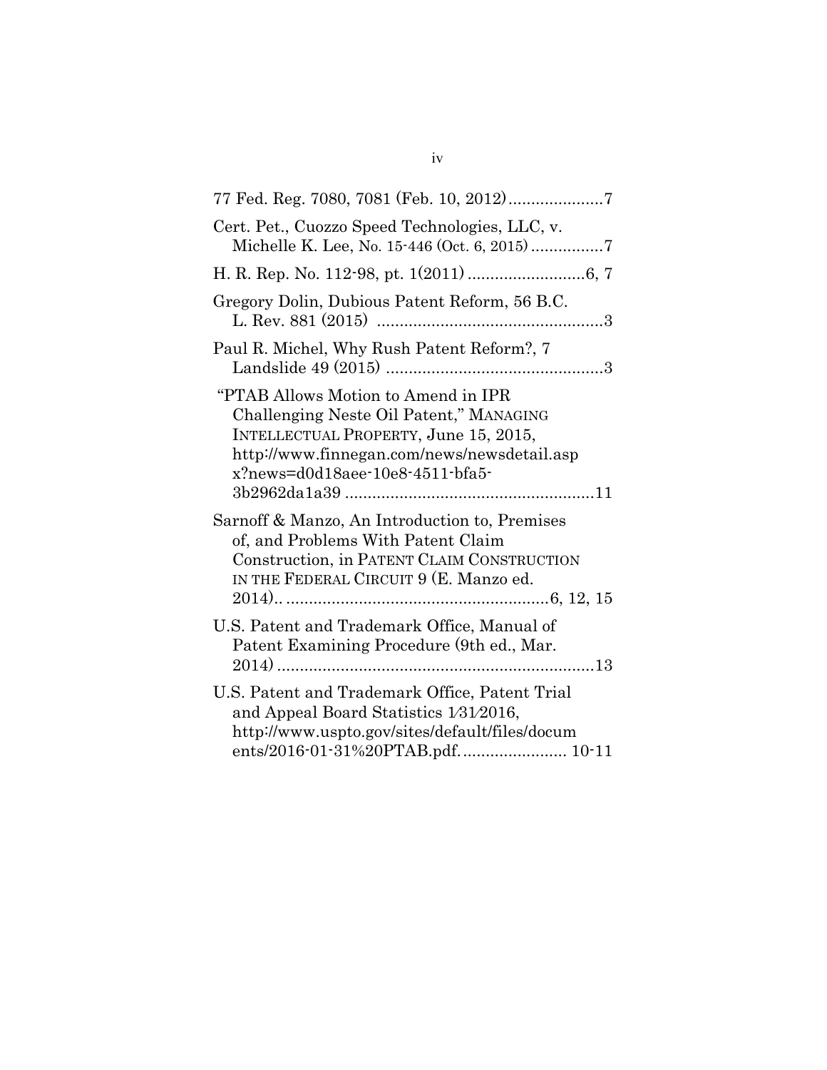77 Fed. Reg. 7080, 7081 (Feb. 10, 2012) ..................... 7

Cert. Pet., Cuozzo Speed Technologies, LLC, v. Michelle K. Lee, No. 15-446 (Oct. 6, 2015) ................ 7

H. R. Rep. No. 112-98, pt. 1(2011) .......................... 6, 7

Gregory Dolin, Dubious Patent Reform, 56 B.C. L. Rev. 881 (2015) .................................................. 3

Paul R. Michel, Why Rush Patent Reform?, 7 Landslide 49 (2015) ................................................ 3

"PTAB Allows Motion to Amend in IPR Challenging Neste Oil Patent," MANAGING INTELLECTUAL PROPERTY, June 15, 2015, http://www.finnegan.com/news/newsdetail.aspx?news=d0d18aee-10e8-4511-bfa5-3b2962da1a39 ....................................................... 11

Sarnoff & Manzo, An Introduction to, Premises of, and Problems With Patent Claim Construction, in PATENT CLAIM CONSTRUCTION IN THE FEDERAL CIRCUIT 9 (E. Manzo ed. 2014).. ......................................................... 6, 12, 15

U.S. Patent and Trademark Office, Manual of Patent Examining Procedure (9th ed., Mar. 2014) ...................................................................... 13

U.S. Patent and Trademark Office, Patent Trial and Appeal Board Statistics 1/31/2016, http://www.uspto.gov/sites/default/files/documents/2016-01-31%20PTAB.pdf. ....................... 10-11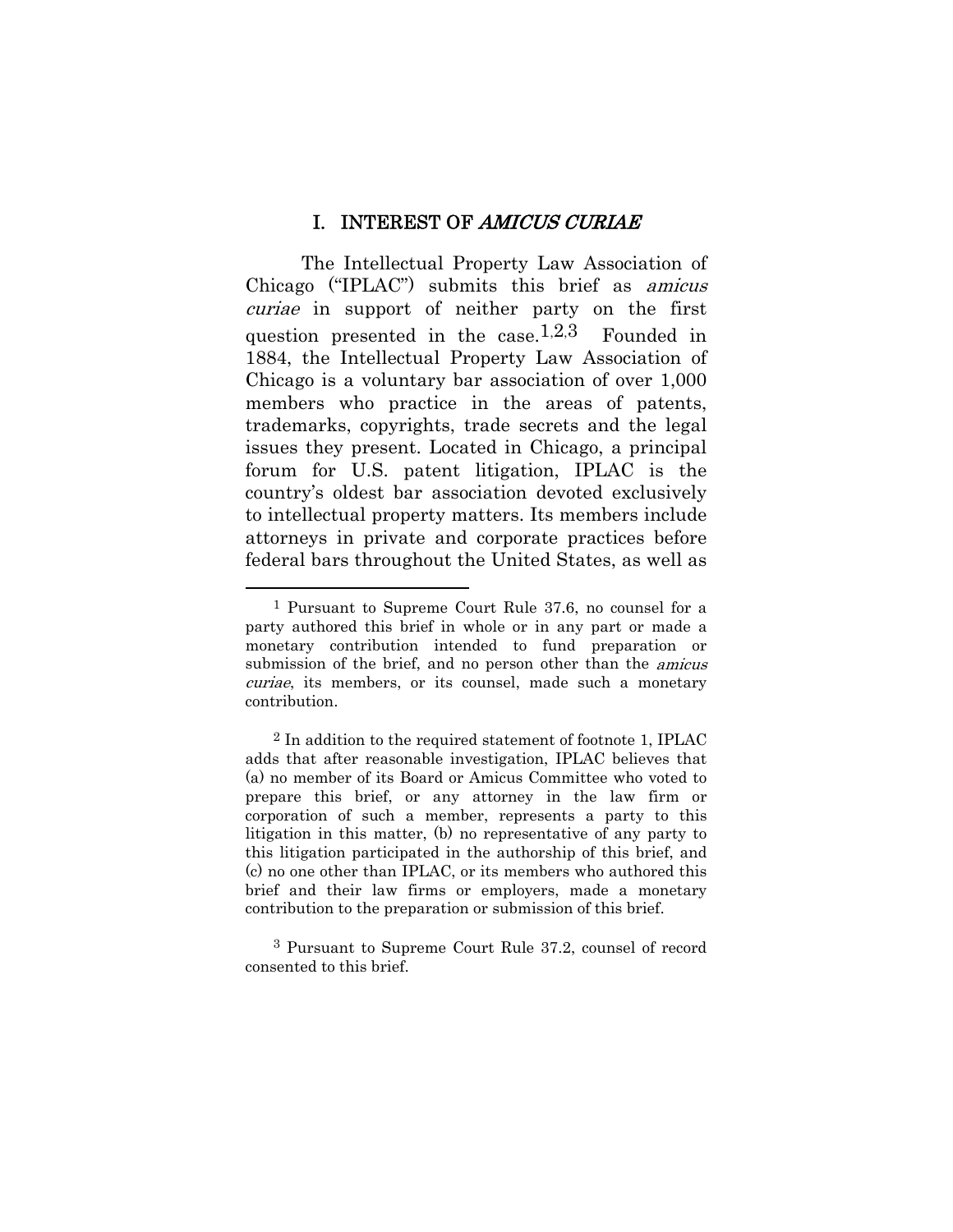## I. INTEREST OF *AMICUS CURIAE*

The Intellectual Property Law Association of Chicago ("IPLAC") submits this brief as *amicus curiae* in support of neither party on the first question presented in the case.[1,2,3] Founded in 1884, the Intellectual Property Law Association of Chicago is a voluntary bar association of over 1,000 members who practice in the areas of patents, trademarks, copyrights, trade secrets and the legal issues they present. Located in Chicago, a principal forum for U.S. patent litigation, IPLAC is the country's oldest bar association devoted exclusively to intellectual property matters. Its members include attorneys in private and corporate practices before federal bars throughout the United States, as well as

---

[1] Pursuant to Supreme Court Rule 37.6, no counsel for a party authored this brief in whole or in any part or made a monetary contribution intended to fund preparation or submission of the brief, and no person other than the *amicus curiae*, its members, or its counsel, made such a monetary contribution.

[2] In addition to the required statement of footnote 1, IPLAC adds that after reasonable investigation, IPLAC believes that (a) no member of its Board or Amicus Committee who voted to prepare this brief, or any attorney in the law firm or corporation of such a member, represents a party to this litigation in this matter, (b) no representative of any party to this litigation participated in the authorship of this brief, and (c) no one other than IPLAC, or its members who authored this brief and their law firms or employers, made a monetary contribution to the preparation or submission of this brief.

[3] Pursuant to Supreme Court Rule 37.2, counsel of record consented to this brief.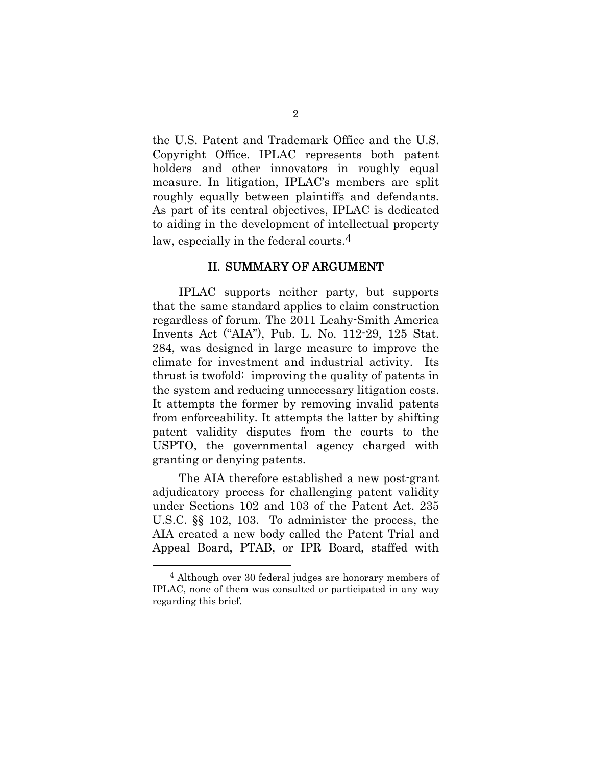the U.S. Patent and Trademark Office and the U.S. Copyright Office. IPLAC represents both patent holders and other innovators in roughly equal measure. In litigation, IPLAC's members are split roughly equally between plaintiffs and defendants. As part of its central objectives, IPLAC is dedicated to aiding in the development of intellectual property law, especially in the federal courts.[4]

## II. SUMMARY OF ARGUMENT

IPLAC supports neither party, but supports that the same standard applies to claim construction regardless of forum. The 2011 Leahy-Smith America Invents Act ("AIA"), Pub. L. No. 112-29, 125 Stat. 284, was designed in large measure to improve the climate for investment and industrial activity. Its thrust is twofold: improving the quality of patents in the system and reducing unnecessary litigation costs. It attempts the former by removing invalid patents from enforceability. It attempts the latter by shifting patent validity disputes from the courts to the USPTO, the governmental agency charged with granting or denying patents.

The AIA therefore established a new post-grant adjudicatory process for challenging patent validity under Sections 102 and 103 of the Patent Act. 235 U.S.C. §§ 102, 103. To administer the process, the AIA created a new body called the Patent Trial and Appeal Board, PTAB, or IPR Board, staffed with

---

[4] Although over 30 federal judges are honorary members of IPLAC, none of them was consulted or participated in any way regarding this brief.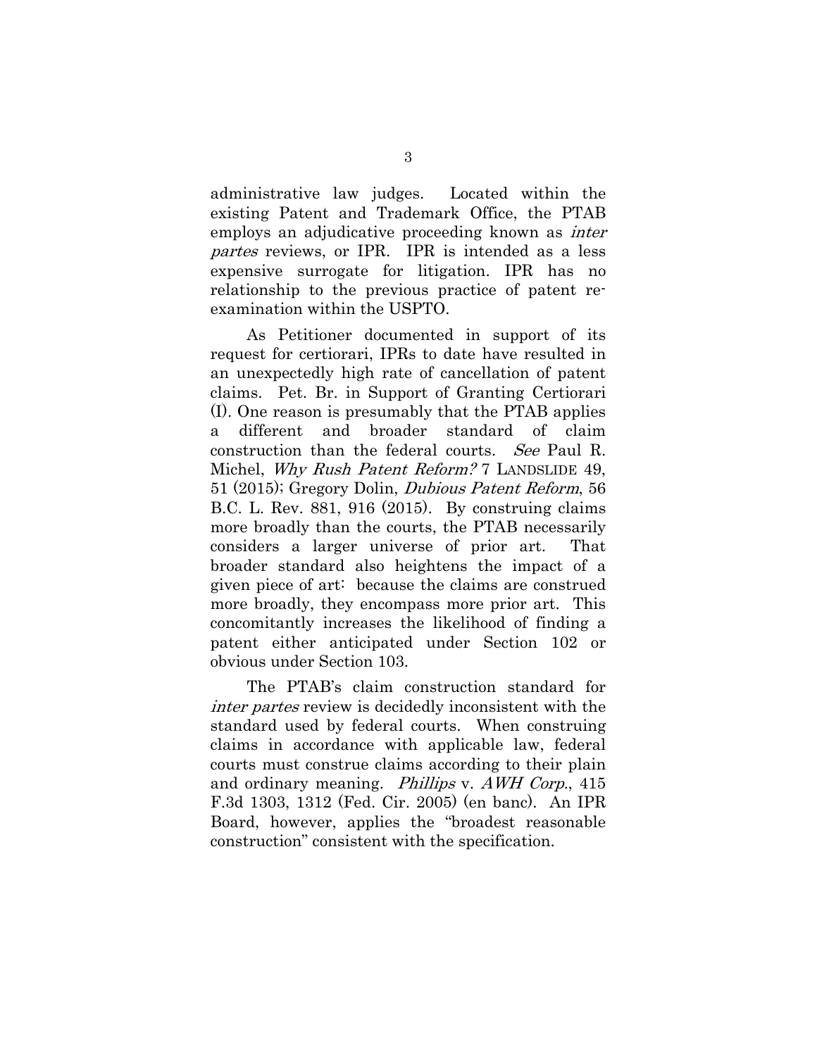administrative law judges. Located within the existing Patent and Trademark Office, the PTAB employs an adjudicative proceeding known as *inter partes* reviews, or IPR. IPR is intended as a less expensive surrogate for litigation. IPR has no relationship to the previous practice of patent re-examination within the USPTO.

As Petitioner documented in support of its request for certiorari, IPRs to date have resulted in an unexpectedly high rate of cancellation of patent claims. Pet. Br. in Support of Granting Certiorari (I). One reason is presumably that the PTAB applies a different and broader standard of claim construction than the federal courts. *See* Paul R. Michel, *Why Rush Patent Reform?* 7 LANDSLIDE 49, 51 (2015); Gregory Dolin, *Dubious Patent Reform*, 56 B.C. L. Rev. 881, 916 (2015). By construing claims more broadly than the courts, the PTAB necessarily considers a larger universe of prior art. That broader standard also heightens the impact of a given piece of art: because the claims are construed more broadly, they encompass more prior art. This concomitantly increases the likelihood of finding a patent either anticipated under Section 102 or obvious under Section 103.

The PTAB's claim construction standard for *inter partes* review is decidedly inconsistent with the standard used by federal courts. When construing claims in accordance with applicable law, federal courts must construe claims according to their plain and ordinary meaning. *Phillips* v. *AWH Corp.*, 415 F.3d 1303, 1312 (Fed. Cir. 2005) (en banc). An IPR Board, however, applies the "broadest reasonable construction" consistent with the specification.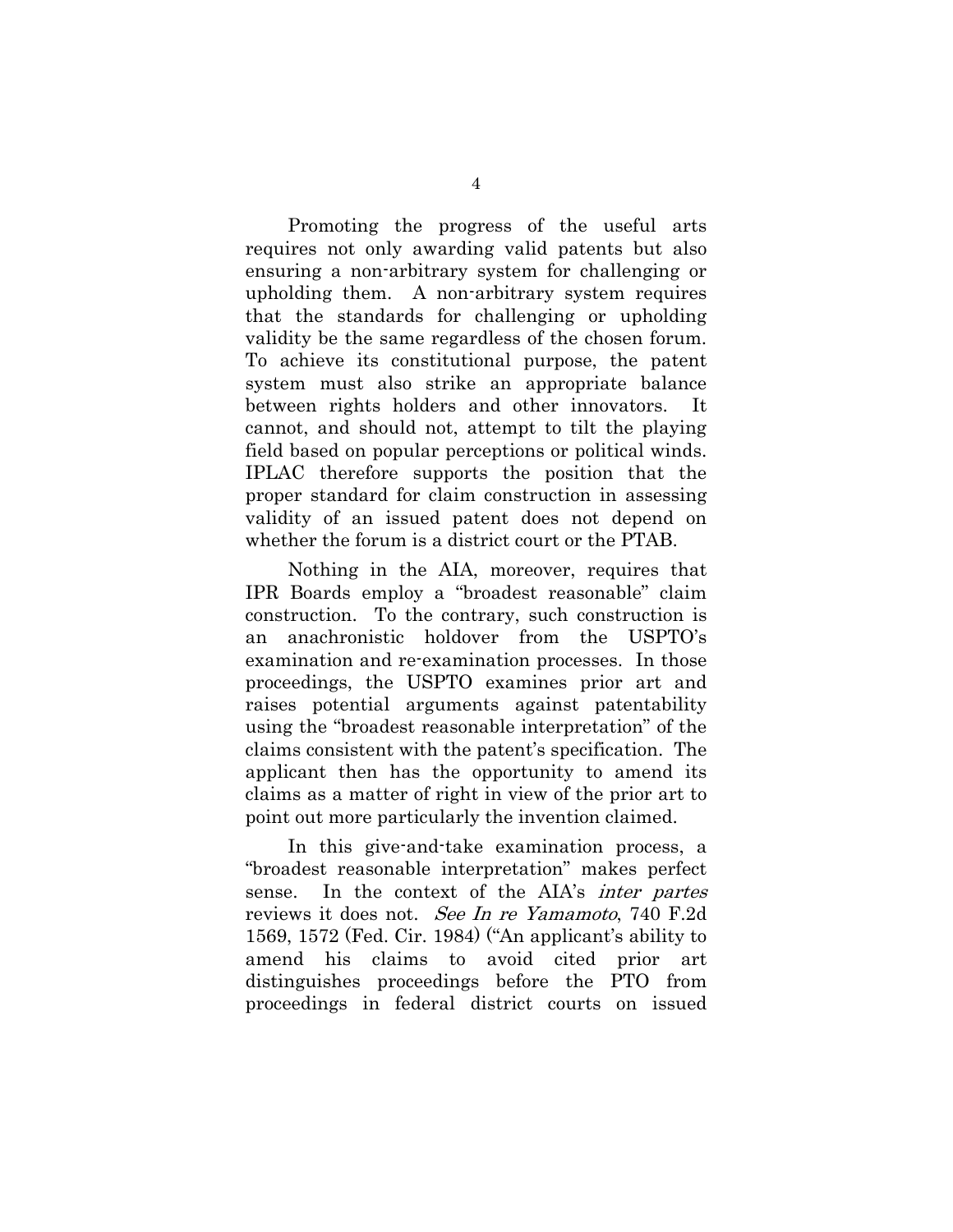Promoting the progress of the useful arts requires not only awarding valid patents but also ensuring a non-arbitrary system for challenging or upholding them. A non-arbitrary system requires that the standards for challenging or upholding validity be the same regardless of the chosen forum. To achieve its constitutional purpose, the patent system must also strike an appropriate balance between rights holders and other innovators. It cannot, and should not, attempt to tilt the playing field based on popular perceptions or political winds. IPLAC therefore supports the position that the proper standard for claim construction in assessing validity of an issued patent does not depend on whether the forum is a district court or the PTAB.

Nothing in the AIA, moreover, requires that IPR Boards employ a "broadest reasonable" claim construction. To the contrary, such construction is an anachronistic holdover from the USPTO's examination and re-examination processes. In those proceedings, the USPTO examines prior art and raises potential arguments against patentability using the "broadest reasonable interpretation" of the claims consistent with the patent's specification. The applicant then has the opportunity to amend its claims as a matter of right in view of the prior art to point out more particularly the invention claimed.

In this give-and-take examination process, a "broadest reasonable interpretation" makes perfect sense. In the context of the AIA's *inter partes* reviews it does not. *See In re Yamamoto*, 740 F.2d 1569, 1572 (Fed. Cir. 1984) ("An applicant's ability to amend his claims to avoid cited prior art distinguishes proceedings before the PTO from proceedings in federal district courts on issued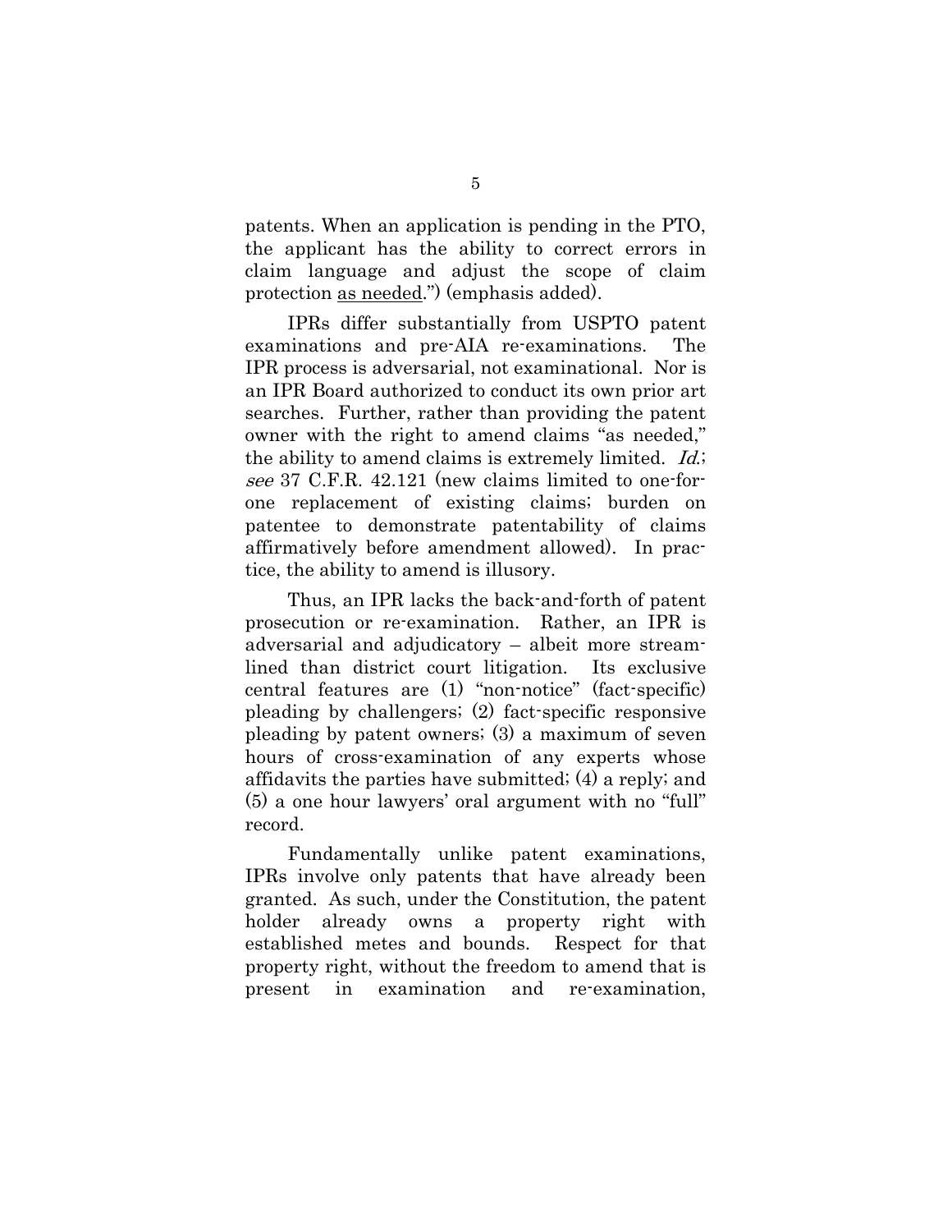patents. When an application is pending in the PTO, the applicant has the ability to correct errors in claim language and adjust the scope of claim protection <u>as needed</u>.") (emphasis added).

IPRs differ substantially from USPTO patent examinations and pre-AIA re-examinations. The IPR process is adversarial, not examinational. Nor is an IPR Board authorized to conduct its own prior art searches. Further, rather than providing the patent owner with the right to amend claims "as needed," the ability to amend claims is extremely limited. *Id.*; *see* 37 C.F.R. 42.121 (new claims limited to one-for-one replacement of existing claims; burden on patentee to demonstrate patentability of claims affirmatively before amendment allowed). In practice, the ability to amend is illusory.

Thus, an IPR lacks the back-and-forth of patent prosecution or re-examination. Rather, an IPR is adversarial and adjudicatory – albeit more streamlined than district court litigation. Its exclusive central features are (1) "non-notice" (fact-specific) pleading by challengers; (2) fact-specific responsive pleading by patent owners; (3) a maximum of seven hours of cross-examination of any experts whose affidavits the parties have submitted; (4) a reply; and (5) a one hour lawyers' oral argument with no "full" record.

Fundamentally unlike patent examinations, IPRs involve only patents that have already been granted. As such, under the Constitution, the patent holder already owns a property right with established metes and bounds. Respect for that property right, without the freedom to amend that is present in examination and re-examination,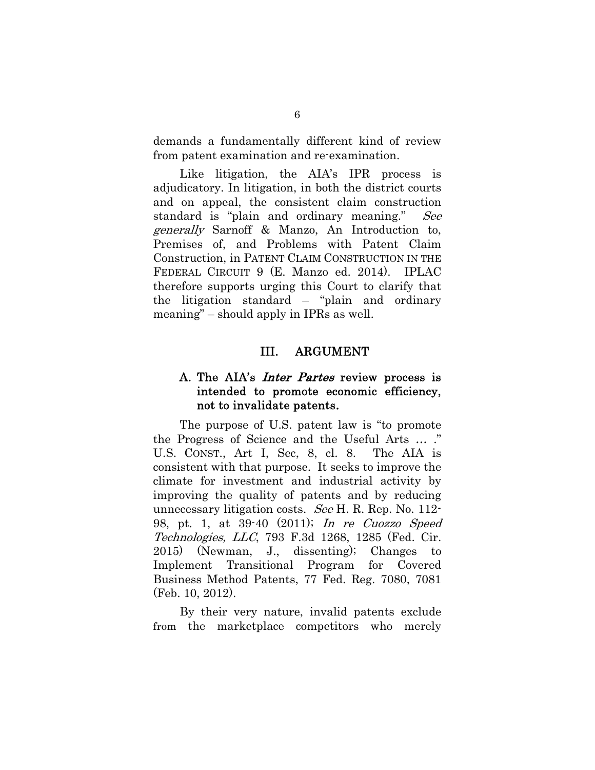demands a fundamentally different kind of review from patent examination and re-examination.

Like litigation, the AIA's IPR process is adjudicatory. In litigation, in both the district courts and on appeal, the consistent claim construction standard is "plain and ordinary meaning." *See generally* Sarnoff & Manzo, An Introduction to, Premises of, and Problems with Patent Claim Construction, in PATENT CLAIM CONSTRUCTION IN THE FEDERAL CIRCUIT 9 (E. Manzo ed. 2014). IPLAC therefore supports urging this Court to clarify that the litigation standard – "plain and ordinary meaning" – should apply in IPRs as well.

## III. ARGUMENT

### A. The AIA's *Inter Partes* review process is intended to promote economic efficiency, not to invalidate patents.

The purpose of U.S. patent law is "to promote the Progress of Science and the Useful Arts … ." U.S. CONST., Art I, Sec, 8, cl. 8. The AIA is consistent with that purpose. It seeks to improve the climate for investment and industrial activity by improving the quality of patents and by reducing unnecessary litigation costs. *See* H. R. Rep. No. 112-98, pt. 1, at 39-40 (2011); *In re Cuozzo Speed Technologies, LLC*, 793 F.3d 1268, 1285 (Fed. Cir. 2015) (Newman, J., dissenting); Changes to Implement Transitional Program for Covered Business Method Patents, 77 Fed. Reg. 7080, 7081 (Feb. 10, 2012).

By their very nature, invalid patents exclude from the marketplace competitors who merely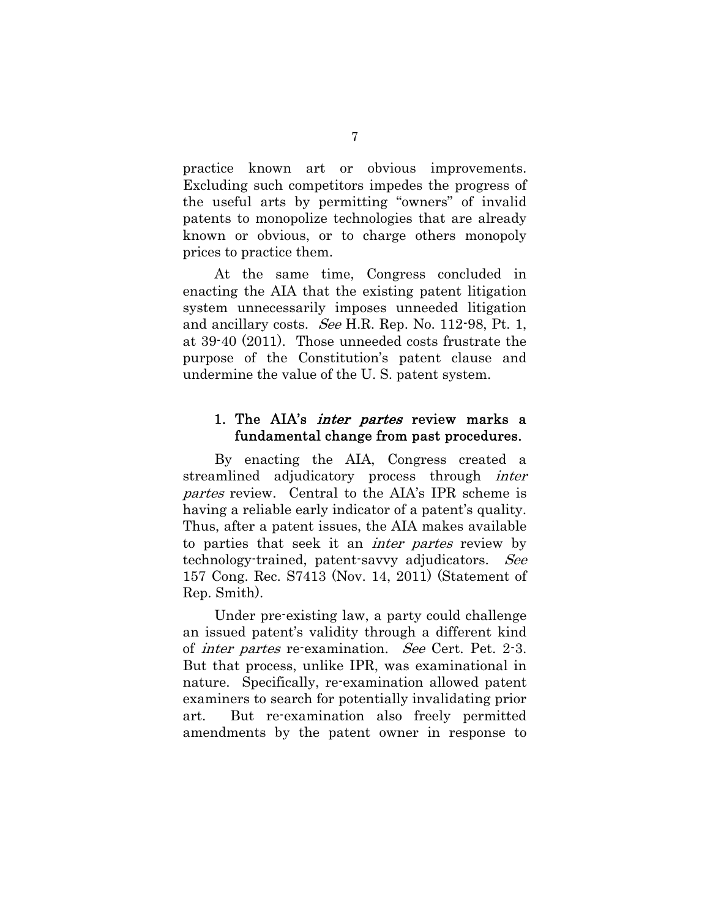practice known art or obvious improvements. Excluding such competitors impedes the progress of the useful arts by permitting "owners" of invalid patents to monopolize technologies that are already known or obvious, or to charge others monopoly prices to practice them.

At the same time, Congress concluded in enacting the AIA that the existing patent litigation system unnecessarily imposes unneeded litigation and ancillary costs. *See* H.R. Rep. No. 112-98, Pt. 1, at 39-40 (2011). Those unneeded costs frustrate the purpose of the Constitution's patent clause and undermine the value of the U. S. patent system.

### 1. The AIA's *inter partes* review marks a fundamental change from past procedures.

By enacting the AIA, Congress created a streamlined adjudicatory process through *inter partes* review. Central to the AIA's IPR scheme is having a reliable early indicator of a patent's quality. Thus, after a patent issues, the AIA makes available to parties that seek it an *inter partes* review by technology-trained, patent-savvy adjudicators. *See* 157 Cong. Rec. S7413 (Nov. 14, 2011) (Statement of Rep. Smith).

Under pre-existing law, a party could challenge an issued patent's validity through a different kind of *inter partes* re-examination. *See* Cert. Pet. 2-3. But that process, unlike IPR, was examinational in nature. Specifically, re-examination allowed patent examiners to search for potentially invalidating prior art. But re-examination also freely permitted amendments by the patent owner in response to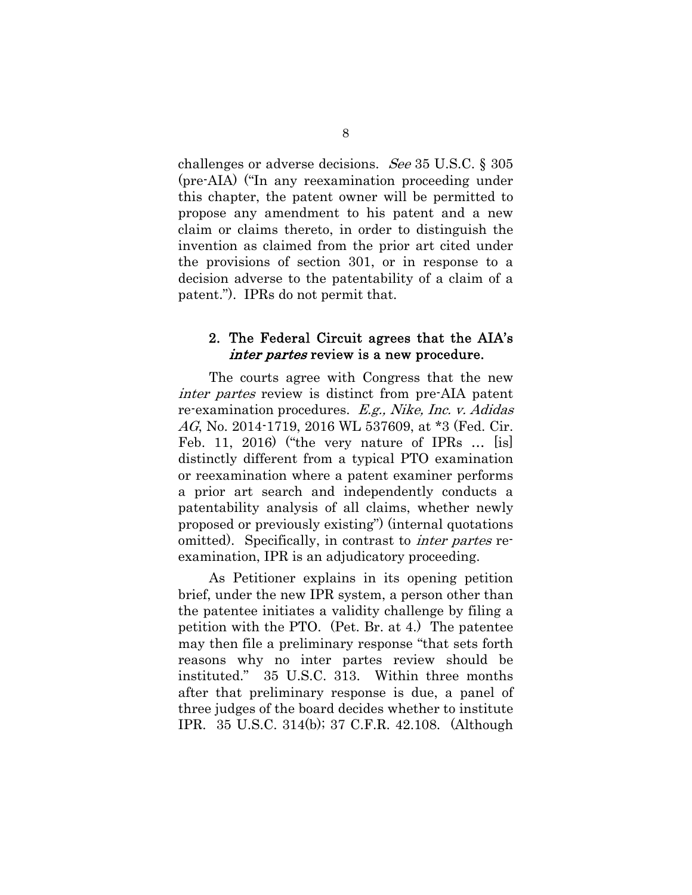challenges or adverse decisions. *See* 35 U.S.C. § 305 (pre-AIA) ("In any reexamination proceeding under this chapter, the patent owner will be permitted to propose any amendment to his patent and a new claim or claims thereto, in order to distinguish the invention as claimed from the prior art cited under the provisions of section 301, or in response to a decision adverse to the patentability of a claim of a patent."). IPRs do not permit that.

### 2. The Federal Circuit agrees that the AIA's *inter partes* review is a new procedure.

The courts agree with Congress that the new *inter partes* review is distinct from pre-AIA patent re-examination procedures. *E.g., Nike, Inc. v. Adidas AG*, No. 2014-1719, 2016 WL 537609, at *3 (Fed. Cir. Feb. 11, 2016) ("the very nature of IPRs … [is] distinctly different from a typical PTO examination or reexamination where a patent examiner performs a prior art search and independently conducts a patentability analysis of all claims, whether newly proposed or previously existing") (internal quotations omitted). Specifically, in contrast to *inter partes* re-examination, IPR is an adjudicatory proceeding.

As Petitioner explains in its opening petition brief, under the new IPR system, a person other than the patentee initiates a validity challenge by filing a petition with the PTO. (Pet. Br. at 4.) The patentee may then file a preliminary response "that sets forth reasons why no inter partes review should be instituted." 35 U.S.C. 313. Within three months after that preliminary response is due, a panel of three judges of the board decides whether to institute IPR. 35 U.S.C. 314(b); 37 C.F.R. 42.108. (Although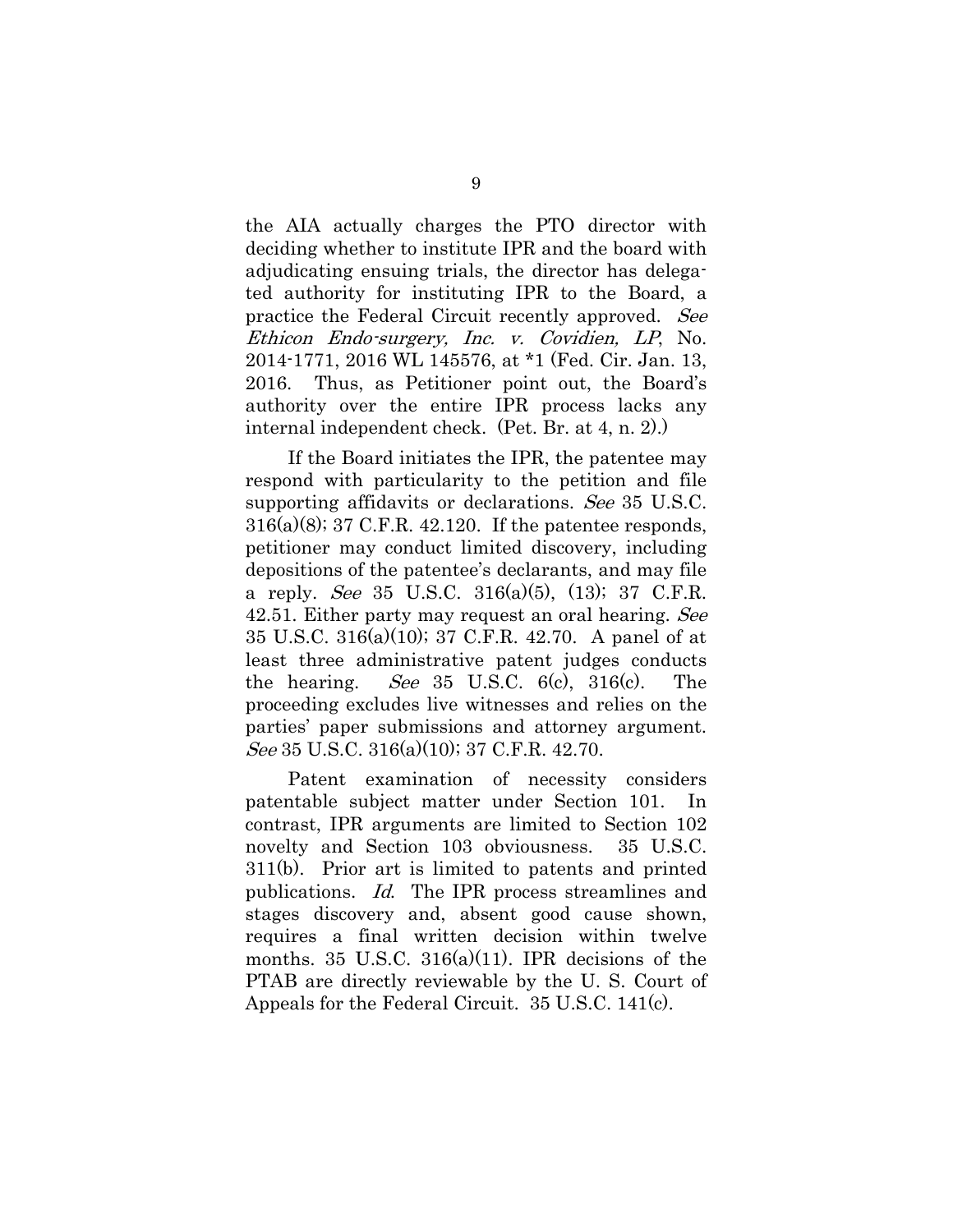the AIA actually charges the PTO director with deciding whether to institute IPR and the board with adjudicating ensuing trials, the director has delegated authority for instituting IPR to the Board, a practice the Federal Circuit recently approved. *See Ethicon Endo-surgery, Inc. v. Covidien, LP*, No. 2014-1771, 2016 WL 145576, at *1 (Fed. Cir. Jan. 13, 2016. Thus, as Petitioner point out, the Board's authority over the entire IPR process lacks any internal independent check. (Pet. Br. at 4, n. 2).)

If the Board initiates the IPR, the patentee may respond with particularity to the petition and file supporting affidavits or declarations. *See* 35 U.S.C. 316(a)(8); 37 C.F.R. 42.120. If the patentee responds, petitioner may conduct limited discovery, including depositions of the patentee's declarants, and may file a reply. *See* 35 U.S.C. 316(a)(5), (13); 37 C.F.R. 42.51. Either party may request an oral hearing. *See* 35 U.S.C. 316(a)(10); 37 C.F.R. 42.70. A panel of at least three administrative patent judges conducts the hearing. *See* 35 U.S.C. 6(c), 316(c). The proceeding excludes live witnesses and relies on the parties' paper submissions and attorney argument. *See* 35 U.S.C. 316(a)(10); 37 C.F.R. 42.70.

Patent examination of necessity considers patentable subject matter under Section 101. In contrast, IPR arguments are limited to Section 102 novelty and Section 103 obviousness. 35 U.S.C. 311(b). Prior art is limited to patents and printed publications. *Id.* The IPR process streamlines and stages discovery and, absent good cause shown, requires a final written decision within twelve months. 35 U.S.C. 316(a)(11). IPR decisions of the PTAB are directly reviewable by the U. S. Court of Appeals for the Federal Circuit. 35 U.S.C. 141(c).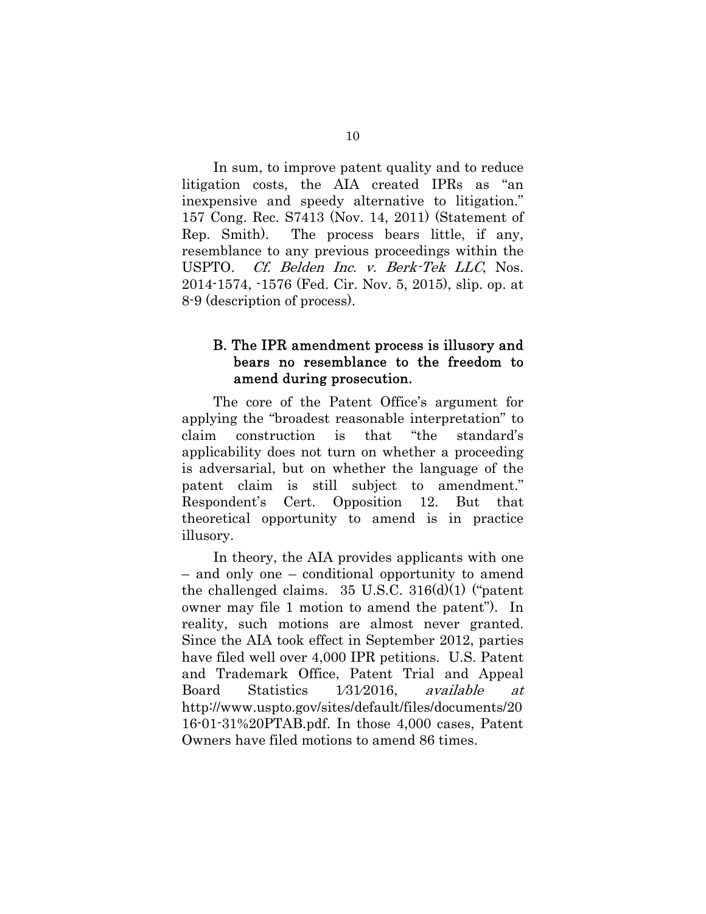In sum, to improve patent quality and to reduce litigation costs, the AIA created IPRs as "an inexpensive and speedy alternative to litigation." 157 Cong. Rec. S7413 (Nov. 14, 2011) (Statement of Rep. Smith). The process bears little, if any, resemblance to any previous proceedings within the USPTO. *Cf. Belden Inc. v. Berk-Tek LLC*, Nos. 2014-1574, -1576 (Fed. Cir. Nov. 5, 2015), slip. op. at 8-9 (description of process).

### B. The IPR amendment process is illusory and bears no resemblance to the freedom to amend during prosecution.

The core of the Patent Office's argument for applying the "broadest reasonable interpretation" to claim construction is that "the standard's applicability does not turn on whether a proceeding is adversarial, but on whether the language of the patent claim is still subject to amendment." Respondent's Cert. Opposition 12. But that theoretical opportunity to amend is in practice illusory.

In theory, the AIA provides applicants with one – and only one – conditional opportunity to amend the challenged claims. 35 U.S.C. 316(d)(1) ("patent owner may file 1 motion to amend the patent"). In reality, such motions are almost never granted. Since the AIA took effect in September 2012, parties have filed well over 4,000 IPR petitions. U.S. Patent and Trademark Office, Patent Trial and Appeal Board Statistics 1/31/2016, *available at* http://www.uspto.gov/sites/default/files/documents/2016-01-31%20PTAB.pdf. In those 4,000 cases, Patent Owners have filed motions to amend 86 times.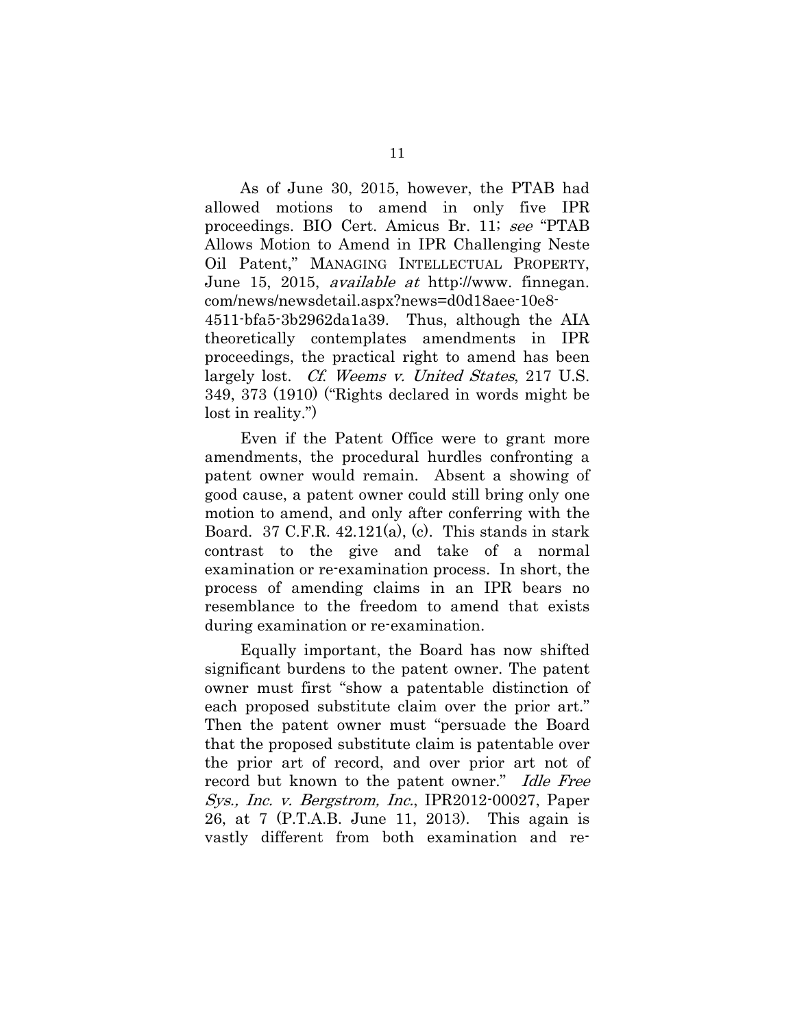As of June 30, 2015, however, the PTAB had allowed motions to amend in only five IPR proceedings. BIO Cert. Amicus Br. 11; *see* "PTAB Allows Motion to Amend in IPR Challenging Neste Oil Patent," MANAGING INTELLECTUAL PROPERTY, June 15, 2015, *available at* http://www. finnegan. com/news/newsdetail.aspx?news=d0d18aee-10e8-4511-bfa5-3b2962da1a39. Thus, although the AIA theoretically contemplates amendments in IPR proceedings, the practical right to amend has been largely lost. *Cf. Weems v. United States*, 217 U.S. 349, 373 (1910) ("Rights declared in words might be lost in reality.")

Even if the Patent Office were to grant more amendments, the procedural hurdles confronting a patent owner would remain. Absent a showing of good cause, a patent owner could still bring only one motion to amend, and only after conferring with the Board. 37 C.F.R. 42.121(a), (c). This stands in stark contrast to the give and take of a normal examination or re-examination process. In short, the process of amending claims in an IPR bears no resemblance to the freedom to amend that exists during examination or re-examination.

Equally important, the Board has now shifted significant burdens to the patent owner. The patent owner must first "show a patentable distinction of each proposed substitute claim over the prior art." Then the patent owner must "persuade the Board that the proposed substitute claim is patentable over the prior art of record, and over prior art not of record but known to the patent owner." *Idle Free Sys., Inc. v. Bergstrom, Inc.*, IPR2012-00027, Paper 26, at 7 (P.T.A.B. June 11, 2013). This again is vastly different from both examination and re-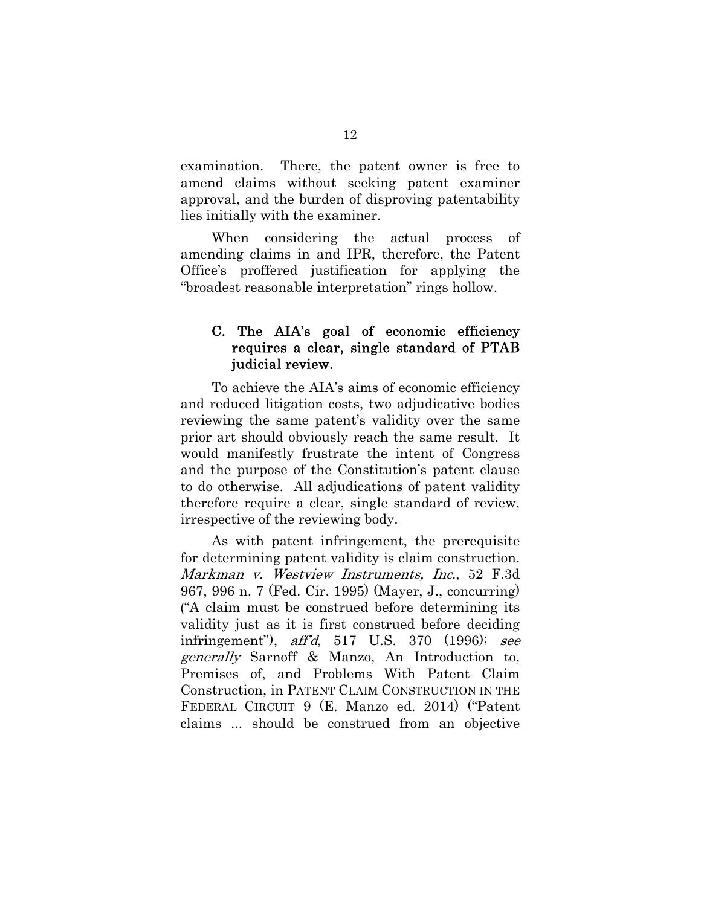examination. There, the patent owner is free to amend claims without seeking patent examiner approval, and the burden of disproving patentability lies initially with the examiner.

When considering the actual process of amending claims in and IPR, therefore, the Patent Office's proffered justification for applying the "broadest reasonable interpretation" rings hollow.

### C. The AIA's goal of economic efficiency requires a clear, single standard of PTAB judicial review.

To achieve the AIA's aims of economic efficiency and reduced litigation costs, two adjudicative bodies reviewing the same patent's validity over the same prior art should obviously reach the same result. It would manifestly frustrate the intent of Congress and the purpose of the Constitution's patent clause to do otherwise. All adjudications of patent validity therefore require a clear, single standard of review, irrespective of the reviewing body.

As with patent infringement, the prerequisite for determining patent validity is claim construction. *Markman v. Westview Instruments, Inc.*, 52 F.3d 967, 996 n. 7 (Fed. Cir. 1995) (Mayer, J., concurring) ("A claim must be construed before determining its validity just as it is first construed before deciding infringement"), *aff'd*, 517 U.S. 370 (1996); *see generally* Sarnoff & Manzo, An Introduction to, Premises of, and Problems With Patent Claim Construction, in PATENT CLAIM CONSTRUCTION IN THE FEDERAL CIRCUIT 9 (E. Manzo ed. 2014) ("Patent claims ... should be construed from an objective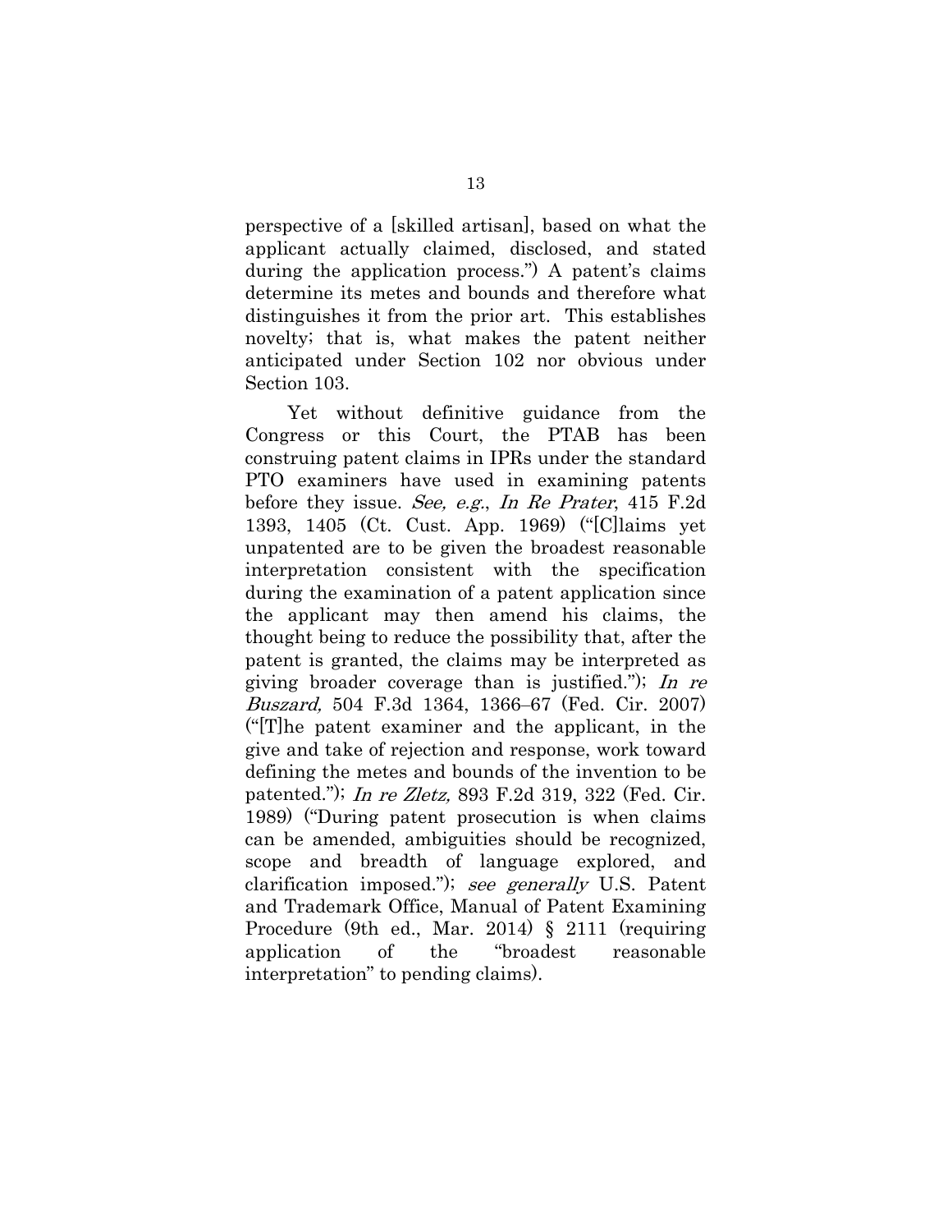perspective of a [skilled artisan], based on what the applicant actually claimed, disclosed, and stated during the application process.") A patent's claims determine its metes and bounds and therefore what distinguishes it from the prior art. This establishes novelty; that is, what makes the patent neither anticipated under Section 102 nor obvious under Section 103.

Yet without definitive guidance from the Congress or this Court, the PTAB has been construing patent claims in IPRs under the standard PTO examiners have used in examining patents before they issue. *See, e.g.*, *In Re Prater*, 415 F.2d 1393, 1405 (Ct. Cust. App. 1969) ("[C]laims yet unpatented are to be given the broadest reasonable interpretation consistent with the specification during the examination of a patent application since the applicant may then amend his claims, the thought being to reduce the possibility that, after the patent is granted, the claims may be interpreted as giving broader coverage than is justified."); *In re Buszard,* 504 F.3d 1364, 1366–67 (Fed. Cir. 2007) ("[T]he patent examiner and the applicant, in the give and take of rejection and response, work toward defining the metes and bounds of the invention to be patented."); *In re Zletz,* 893 F.2d 319, 322 (Fed. Cir. 1989) ("During patent prosecution is when claims can be amended, ambiguities should be recognized, scope and breadth of language explored, and clarification imposed."); *see generally* U.S. Patent and Trademark Office, Manual of Patent Examining Procedure (9th ed., Mar. 2014) § 2111 (requiring application of the "broadest reasonable interpretation" to pending claims).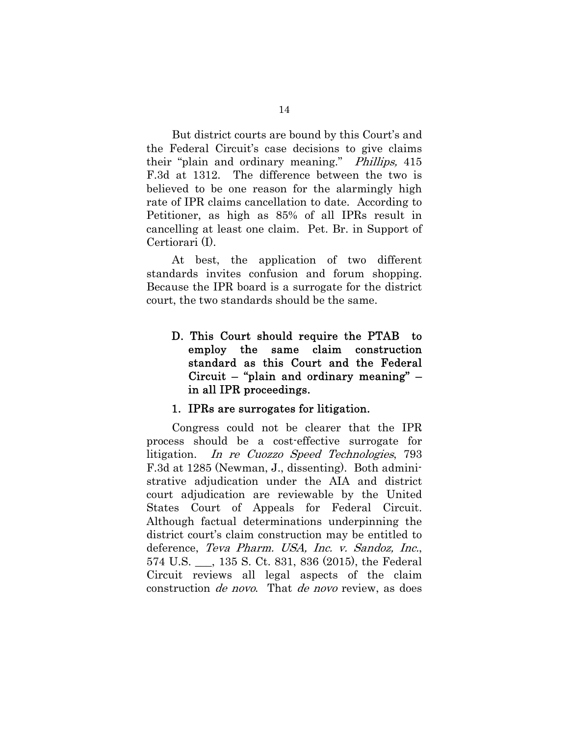But district courts are bound by this Court's and the Federal Circuit's case decisions to give claims their "plain and ordinary meaning." *Phillips,* 415 F.3d at 1312. The difference between the two is believed to be one reason for the alarmingly high rate of IPR claims cancellation to date. According to Petitioner, as high as 85% of all IPRs result in cancelling at least one claim. Pet. Br. in Support of Certiorari (I).

At best, the application of two different standards invites confusion and forum shopping. Because the IPR board is a surrogate for the district court, the two standards should be the same.

### D. This Court should require the PTAB to employ the same claim construction standard as this Court and the Federal Circuit – "plain and ordinary meaning" – in all IPR proceedings.

#### 1. IPRs are surrogates for litigation.

Congress could not be clearer that the IPR process should be a cost-effective surrogate for litigation. *In re Cuozzo Speed Technologies*, 793 F.3d at 1285 (Newman, J., dissenting). Both administrative adjudication under the AIA and district court adjudication are reviewable by the United States Court of Appeals for Federal Circuit. Although factual determinations underpinning the district court's claim construction may be entitled to deference, *Teva Pharm. USA, Inc. v. Sandoz, Inc.*, 574 U.S. ___, 135 S. Ct. 831, 836 (2015), the Federal Circuit reviews all legal aspects of the claim construction *de novo*. That *de novo* review, as does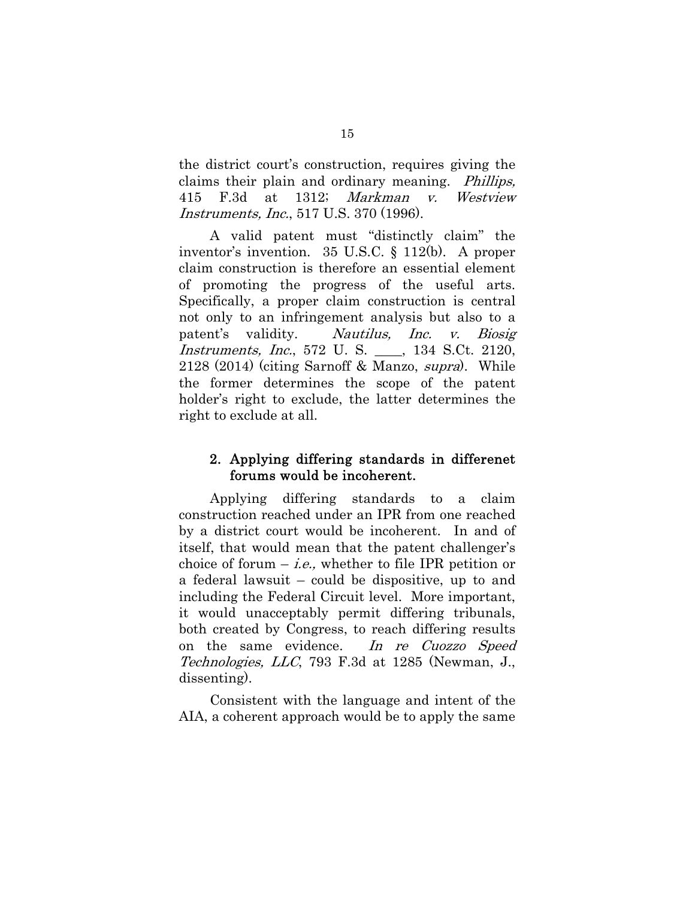the district court's construction, requires giving the claims their plain and ordinary meaning. *Phillips,* 415 F.3d at 1312; *Markman v. Westview Instruments, Inc.*, 517 U.S. 370 (1996).

A valid patent must "distinctly claim" the inventor's invention. 35 U.S.C. § 112(b). A proper claim construction is therefore an essential element of promoting the progress of the useful arts. Specifically, a proper claim construction is central not only to an infringement analysis but also to a patent's validity. *Nautilus, Inc. v. Biosig Instruments, Inc.*, 572 U. S. ____, 134 S.Ct. 2120, 2128 (2014) (citing Sarnoff & Manzo, *supra*). While the former determines the scope of the patent holder's right to exclude, the latter determines the right to exclude at all.

### 2. Applying differing standards in differenet forums would be incoherent.

Applying differing standards to a claim construction reached under an IPR from one reached by a district court would be incoherent. In and of itself, that would mean that the patent challenger's choice of forum – *i.e.,* whether to file IPR petition or a federal lawsuit – could be dispositive, up to and including the Federal Circuit level. More important, it would unacceptably permit differing tribunals, both created by Congress, to reach differing results on the same evidence. *In re Cuozzo Speed Technologies, LLC*, 793 F.3d at 1285 (Newman, J., dissenting).

Consistent with the language and intent of the AIA, a coherent approach would be to apply the same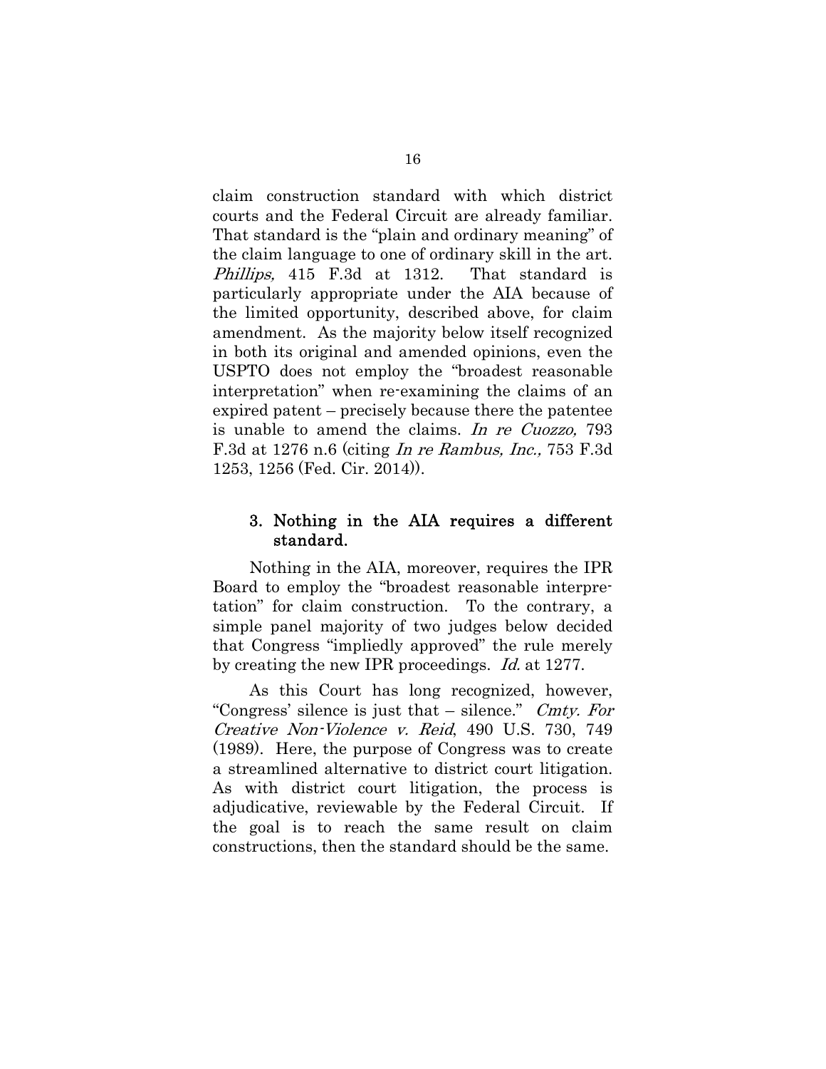claim construction standard with which district courts and the Federal Circuit are already familiar. That standard is the "plain and ordinary meaning" of the claim language to one of ordinary skill in the art. *Phillips,* 415 F.3d at 1312. That standard is particularly appropriate under the AIA because of the limited opportunity, described above, for claim amendment. As the majority below itself recognized in both its original and amended opinions, even the USPTO does not employ the "broadest reasonable interpretation" when re-examining the claims of an expired patent – precisely because there the patentee is unable to amend the claims. *In re Cuozzo,* 793 F.3d at 1276 n.6 (citing *In re Rambus, Inc.,* 753 F.3d 1253, 1256 (Fed. Cir. 2014)).

### 3. Nothing in the AIA requires a different standard.

Nothing in the AIA, moreover, requires the IPR Board to employ the "broadest reasonable interpretation" for claim construction. To the contrary, a simple panel majority of two judges below decided that Congress "impliedly approved" the rule merely by creating the new IPR proceedings. *Id.* at 1277.

As this Court has long recognized, however, "Congress' silence is just that – silence." *Cmty. For Creative Non-Violence v. Reid*, 490 U.S. 730, 749 (1989). Here, the purpose of Congress was to create a streamlined alternative to district court litigation. As with district court litigation, the process is adjudicative, reviewable by the Federal Circuit. If the goal is to reach the same result on claim constructions, then the standard should be the same.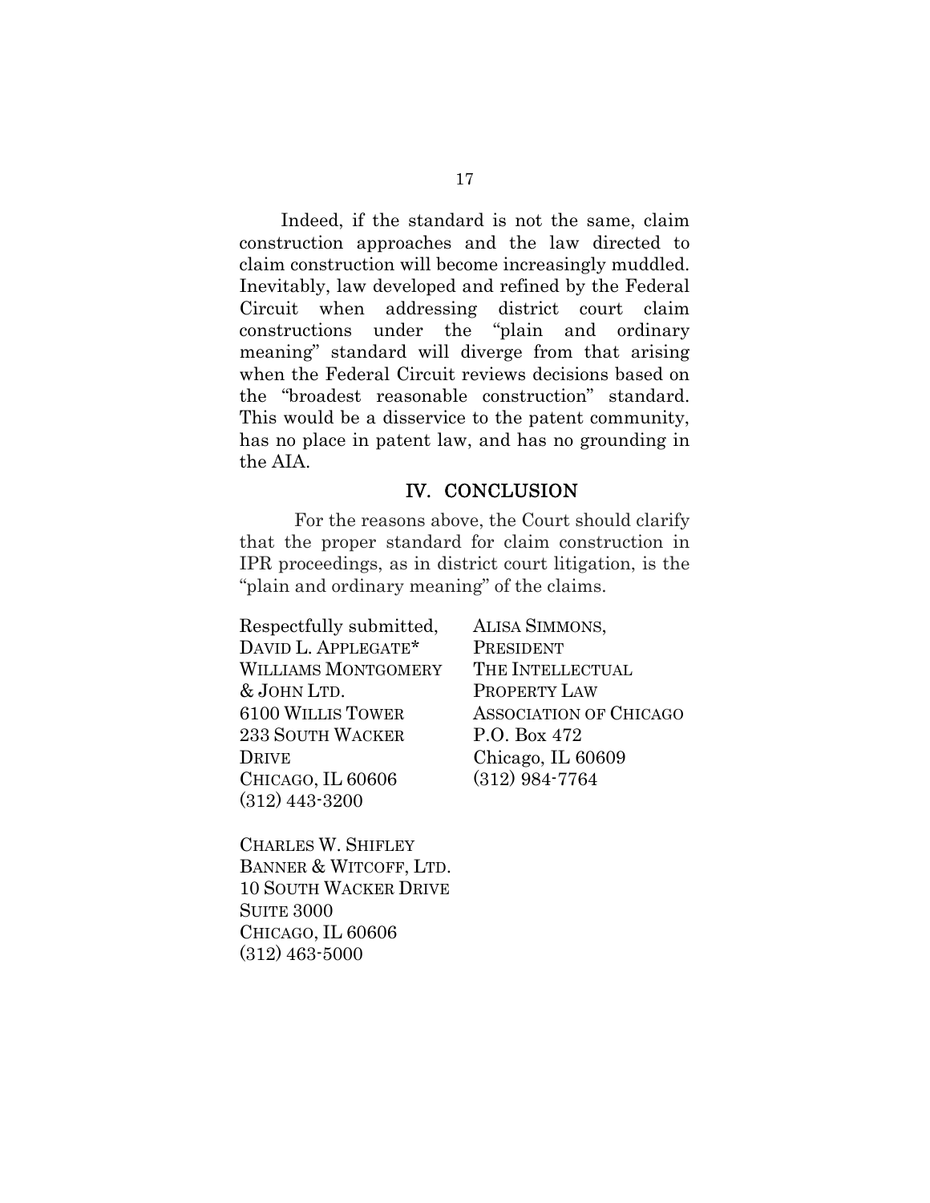Indeed, if the standard is not the same, claim construction approaches and the law directed to claim construction will become increasingly muddled. Inevitably, law developed and refined by the Federal Circuit when addressing district court claim constructions under the "plain and ordinary meaning" standard will diverge from that arising when the Federal Circuit reviews decisions based on the "broadest reasonable construction" standard. This would be a disservice to the patent community, has no place in patent law, and has no grounding in the AIA.

## IV. CONCLUSION

For the reasons above, the Court should clarify that the proper standard for claim construction in IPR proceedings, as in district court litigation, is the "plain and ordinary meaning" of the claims.

Respectfully submitted,
DAVID L. APPLEGATE*
WILLIAMS MONTGOMERY & JOHN LTD.
6100 WILLIS TOWER
233 SOUTH WACKER DRIVE
CHICAGO, IL 60606
(312) 443-3200

CHARLES W. SHIFLEY
BANNER & WITCOFF, LTD.
10 SOUTH WACKER DRIVE
SUITE 3000
CHICAGO, IL 60606
(312) 463-5000

ALISA SIMMONS,
PRESIDENT
THE INTELLECTUAL PROPERTY LAW ASSOCIATION OF CHICAGO
P.O. Box 472
Chicago, IL 60609
(312) 984-7764